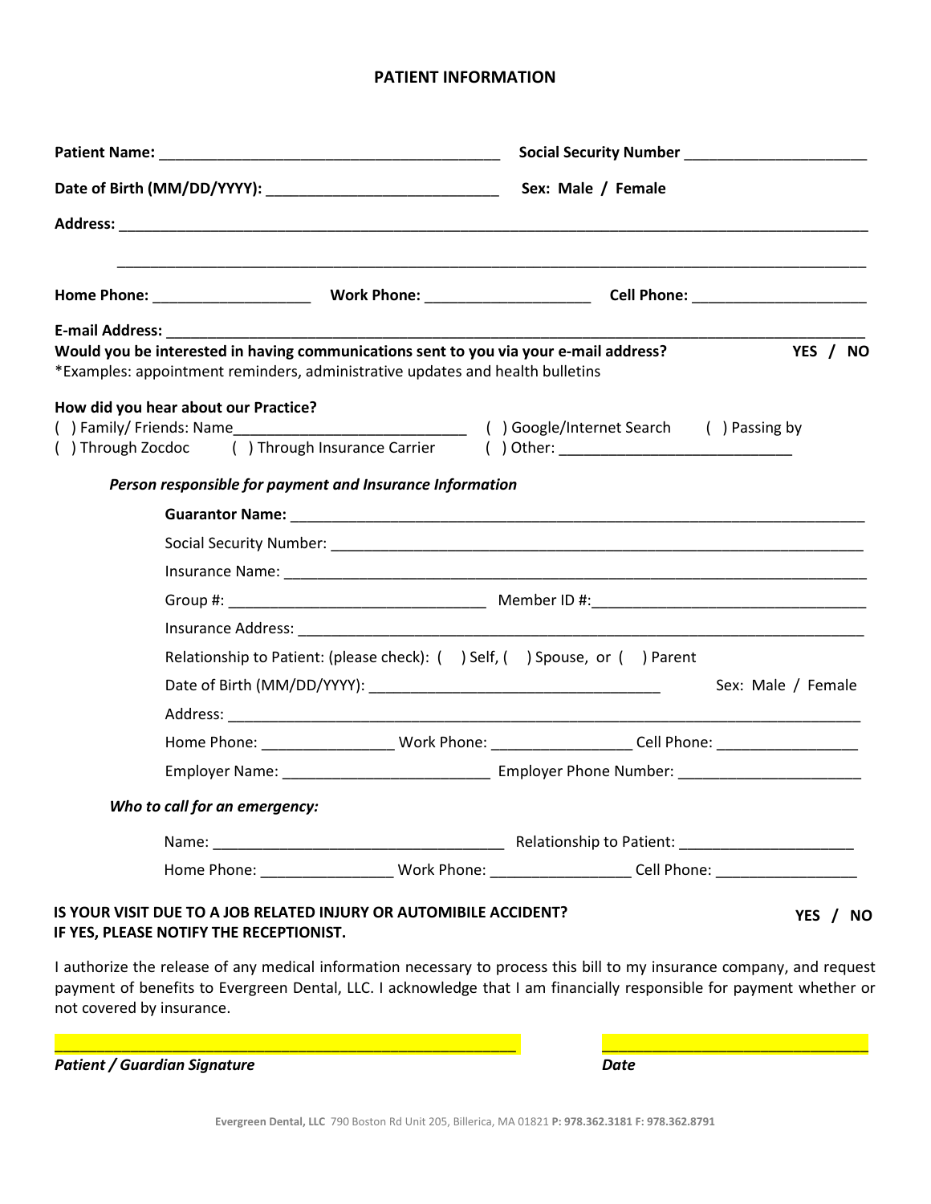# PATIENT INFORMATION

**Patient Name:** ________________________________________ **Social Security Number** ______________________

**Date of Birth (MM/DD/YYYY):** ___________________________ **Sex: Male / Female**

**Address:** ________________________________________________________________________________________

________________________________________________________________________________________

**Home Phone:** __________________ **Work Phone:** ___________________ **Cell Phone:** ____________________

**E-mail Address:** ________________________________________________________________________________

**Would you be interested in having communications sent to you via your e-mail address?** **YES / NO**

*Examples: appointment reminders, administrative updates and health bulletins

**How did you hear about our Practice?**

( ) Family/ Friends: Name___________________________ ( ) Google/Internet Search ( ) Passing by

( ) Through Zocdoc ( ) Through Insurance Carrier ( ) Other: ___________________________

***Person responsible for payment and Insurance Information***

**Guarantor Name:** ___________________________________________________________________

Social Security Number: ______________________________________________________________

Insurance Name: ____________________________________________________________________

Group #: ______________________________ Member ID #:_________________________________

Insurance Address: ___________________________________________________________________

Relationship to Patient: (please check): ( ) Self, ( ) Spouse, or ( ) Parent

Date of Birth (MM/DD/YYYY): __________________________________ Sex: Male / Female

Address: _________________________________________________________________________

Home Phone: _______________ Work Phone: ________________ Cell Phone: ________________

Employer Name: ________________________ Employer Phone Number: _____________________

***Who to call for an emergency:***

Name: __________________________________ Relationship to Patient: _____________________

Home Phone: _______________ Work Phone: ________________ Cell Phone: ________________

**IS YOUR VISIT DUE TO A JOB RELATED INJURY OR AUTOMIBILE ACCIDENT?** **YES / NO**
**IF YES, PLEASE NOTIFY THE RECEPTIONIST.**

I authorize the release of any medical information necessary to process this bill to my insurance company, and request payment of benefits to Evergreen Dental, LLC. I acknowledge that I am financially responsible for payment whether or not covered by insurance.

_______________________________________________________ ________________________________

***Patient / Guardian Signature*** ***Date***

**Evergreen Dental, LLC** 790 Boston Rd Unit 205, Billerica, MA 01821 **P: 978.362.3181 F: 978.362.8791**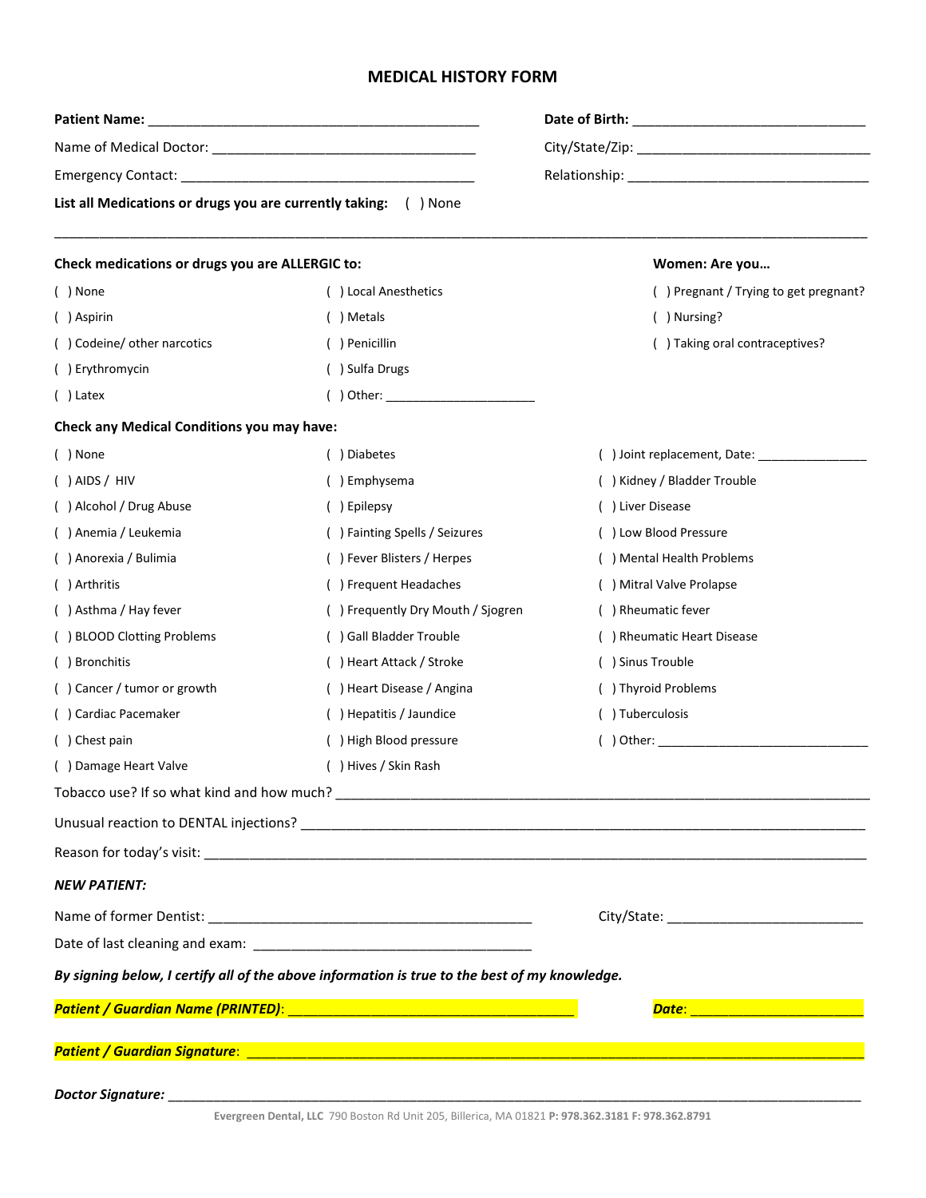# MEDICAL HISTORY FORM

**Patient Name:** ____________________________________________ **Date of Birth:** _______________________________

Name of Medical Doctor: ___________________________________ City/State/Zip: _______________________________

Emergency Contact: _______________________________________ Relationship: ________________________________

**List all Medications or drugs you are currently taking:** ( ) None

_____________________________________________________________________________________________

**Check medications or drugs you are ALLERGIC to:**

- ( ) None
- ( ) Aspirin
- ( ) Codeine/ other narcotics
- ( ) Erythromycin
- ( ) Latex
- ( ) Local Anesthetics
- ( ) Metals
- ( ) Penicillin
- ( ) Sulfa Drugs
- ( ) Other: _____________________

**Women: Are you…**

- ( ) Pregnant / Trying to get pregnant?
- ( ) Nursing?
- ( ) Taking oral contraceptives?

**Check any Medical Conditions you may have:**

- ( ) None
- ( ) AIDS / HIV
- ( ) Alcohol / Drug Abuse
- ( ) Anemia / Leukemia
- ( ) Anorexia / Bulimia
- ( ) Arthritis
- ( ) Asthma / Hay fever
- ( ) BLOOD Clotting Problems
- ( ) Bronchitis
- ( ) Cancer / tumor or growth
- ( ) Cardiac Pacemaker
- ( ) Chest pain
- ( ) Damage Heart Valve
- ( ) Diabetes
- ( ) Emphysema
- ( ) Epilepsy
- ( ) Fainting Spells / Seizures
- ( ) Fever Blisters / Herpes
- ( ) Frequent Headaches
- ( ) Frequently Dry Mouth / Sjogren
- ( ) Gall Bladder Trouble
- ( ) Heart Attack / Stroke
- ( ) Heart Disease / Angina
- ( ) Hepatitis / Jaundice
- ( ) High Blood pressure
- ( ) Hives / Skin Rash
- ( ) Joint replacement, Date: _______________
- ( ) Kidney / Bladder Trouble
- ( ) Liver Disease
- ( ) Low Blood Pressure
- ( ) Mental Health Problems
- ( ) Mitral Valve Prolapse
- ( ) Rheumatic fever
- ( ) Rheumatic Heart Disease
- ( ) Sinus Trouble
- ( ) Thyroid Problems
- ( ) Tuberculosis
- ( ) Other: ______________________________

Tobacco use? If so what kind and how much? ___________________________________________________________________

Unusual reaction to DENTAL injections? _______________________________________________________________________

Reason for today's visit: __________________________________________________________________________________

***NEW PATIENT:***

Name of former Dentist: ___________________________________________ City/State: __________________________

Date of last cleaning and exam: ____________________________________

***By signing below, I certify all of the above information is true to the best of my knowledge.***

***Patient / Guardian Name (PRINTED)***: _____________________________________ ***Date***: ______________________

***Patient / Guardian Signature***: _____________________________________________________________________________

***Doctor Signature:*** _________________________________________________________________________________________

**Evergreen Dental, LLC** 790 Boston Rd Unit 205, Billerica, MA 01821 **P: 978.362.3181 F: 978.362.8791**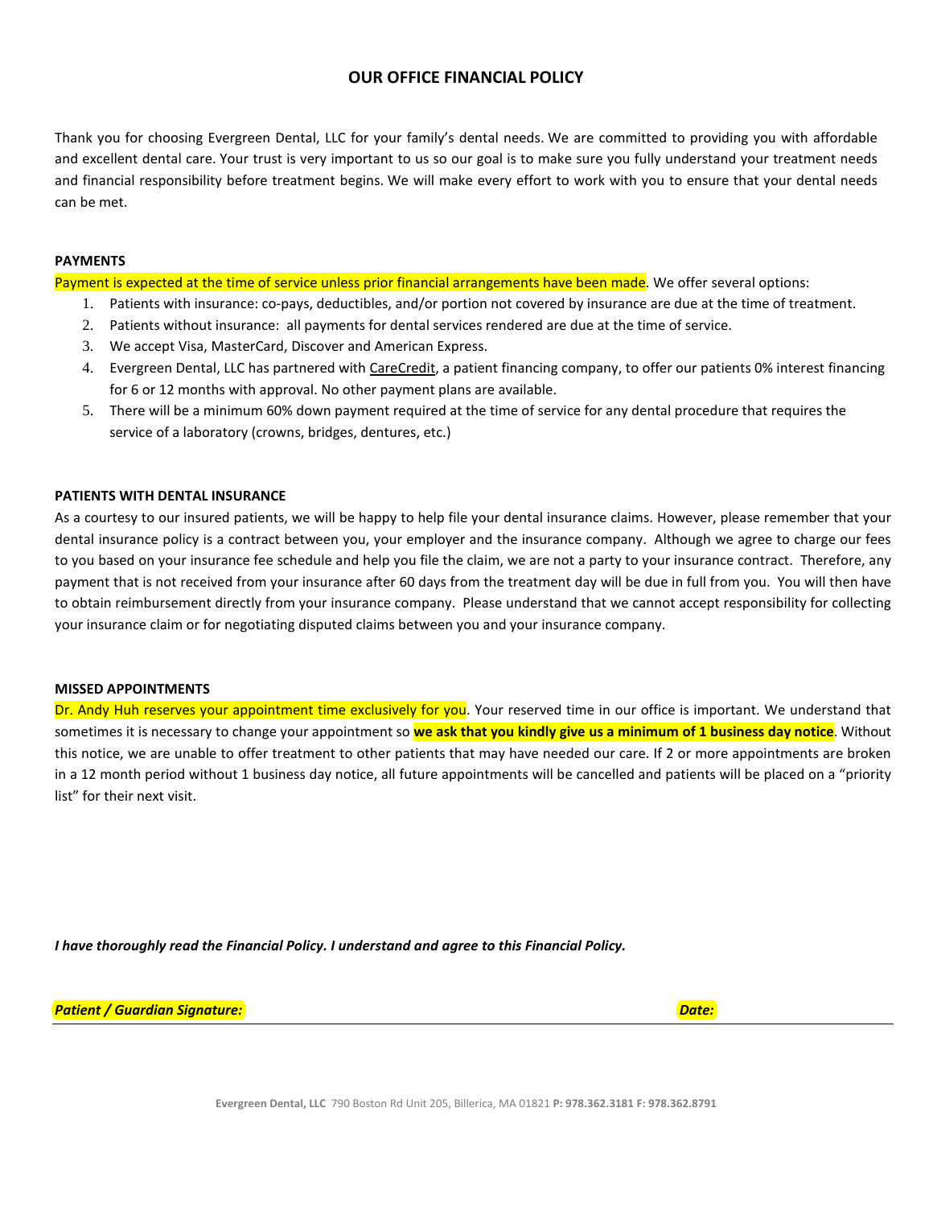# OUR OFFICE FINANCIAL POLICY

Thank you for choosing Evergreen Dental, LLC for your family's dental needs. We are committed to providing you with affordable and excellent dental care. Your trust is very important to us so our goal is to make sure you fully understand your treatment needs and financial responsibility before treatment begins. We will make every effort to work with you to ensure that your dental needs can be met.

**PAYMENTS**

Payment is expected at the time of service unless prior financial arrangements have been made. We offer several options:

1. Patients with insurance: co-pays, deductibles, and/or portion not covered by insurance are due at the time of treatment.
2. Patients without insurance: all payments for dental services rendered are due at the time of service.
3. We accept Visa, MasterCard, Discover and American Express.
4. Evergreen Dental, LLC has partnered with CareCredit, a patient financing company, to offer our patients 0% interest financing for 6 or 12 months with approval. No other payment plans are available.
5. There will be a minimum 60% down payment required at the time of service for any dental procedure that requires the service of a laboratory (crowns, bridges, dentures, etc.)

**PATIENTS WITH DENTAL INSURANCE**

As a courtesy to our insured patients, we will be happy to help file your dental insurance claims. However, please remember that your dental insurance policy is a contract between you, your employer and the insurance company. Although we agree to charge our fees to you based on your insurance fee schedule and help you file the claim, we are not a party to your insurance contract. Therefore, any payment that is not received from your insurance after 60 days from the treatment day will be due in full from you. You will then have to obtain reimbursement directly from your insurance company. Please understand that we cannot accept responsibility for collecting your insurance claim or for negotiating disputed claims between you and your insurance company.

**MISSED APPOINTMENTS**

Dr. Andy Huh reserves your appointment time exclusively for you. Your reserved time in our office is important. We understand that sometimes it is necessary to change your appointment so **we ask that you kindly give us a minimum of 1 business day notice**. Without this notice, we are unable to offer treatment to other patients that may have needed our care. If 2 or more appointments are broken in a 12 month period without 1 business day notice, all future appointments will be cancelled and patients will be placed on a "priority list" for their next visit.

***I have thoroughly read the Financial Policy. I understand and agree to this Financial Policy.***

***Patient / Guardian Signature:*** \_\_\_\_\_\_\_\_\_\_\_\_\_\_\_\_\_\_\_\_\_\_\_\_\_\_\_\_ ***Date:*** \_\_\_\_\_\_\_\_\_\_\_\_

**Evergreen Dental, LLC** 790 Boston Rd Unit 205, Billerica, MA 01821 **P: 978.362.3181 F: 978.362.8791**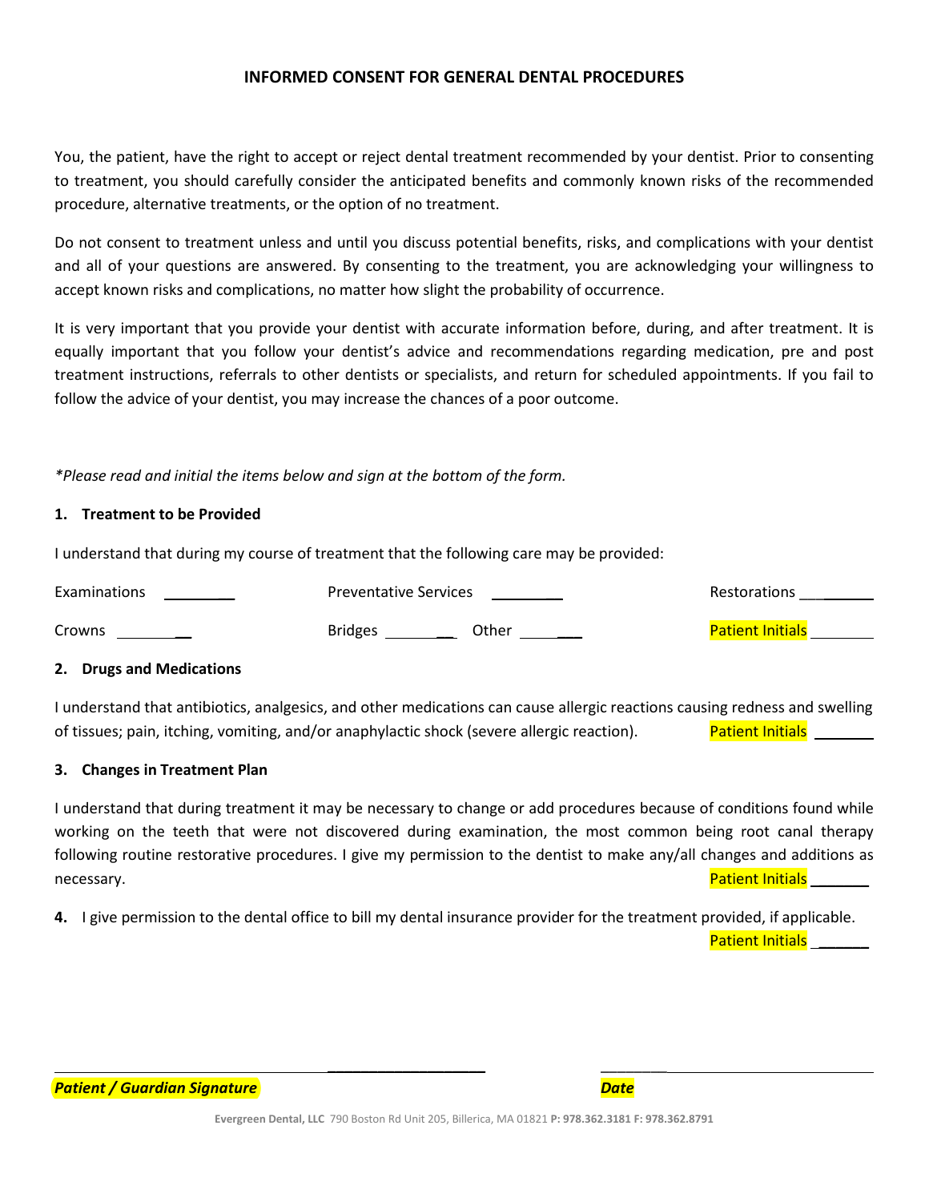# INFORMED CONSENT FOR GENERAL DENTAL PROCEDURES

You, the patient, have the right to accept or reject dental treatment recommended by your dentist. Prior to consenting to treatment, you should carefully consider the anticipated benefits and commonly known risks of the recommended procedure, alternative treatments, or the option of no treatment.

Do not consent to treatment unless and until you discuss potential benefits, risks, and complications with your dentist and all of your questions are answered. By consenting to the treatment, you are acknowledging your willingness to accept known risks and complications, no matter how slight the probability of occurrence.

It is very important that you provide your dentist with accurate information before, during, and after treatment. It is equally important that you follow your dentist's advice and recommendations regarding medication, pre and post treatment instructions, referrals to other dentists or specialists, and return for scheduled appointments. If you fail to follow the advice of your dentist, you may increase the chances of a poor outcome.

*\*Please read and initial the items below and sign at the bottom of the form.*

**1. Treatment to be Provided**

I understand that during my course of treatment that the following care may be provided:

Examinations ________ Preventative Services ________ Restorations ________

Crowns ________ Bridges ________ Other ________ Patient Initials ________

**2. Drugs and Medications**

I understand that antibiotics, analgesics, and other medications can cause allergic reactions causing redness and swelling of tissues; pain, itching, vomiting, and/or anaphylactic shock (severe allergic reaction). Patient Initials ________

**3. Changes in Treatment Plan**

I understand that during treatment it may be necessary to change or add procedures because of conditions found while working on the teeth that were not discovered during examination, the most common being root canal therapy following routine restorative procedures. I give my permission to the dentist to make any/all changes and additions as necessary. Patient Initials ________

**4.** I give permission to the dental office to bill my dental insurance provider for the treatment provided, if applicable.

Patient Initials ________

______________________________ ______________________________

***Patient / Guardian Signature*** ***Date***

**Evergreen Dental, LLC** 790 Boston Rd Unit 205, Billerica, MA 01821 **P: 978.362.3181 F: 978.362.8791**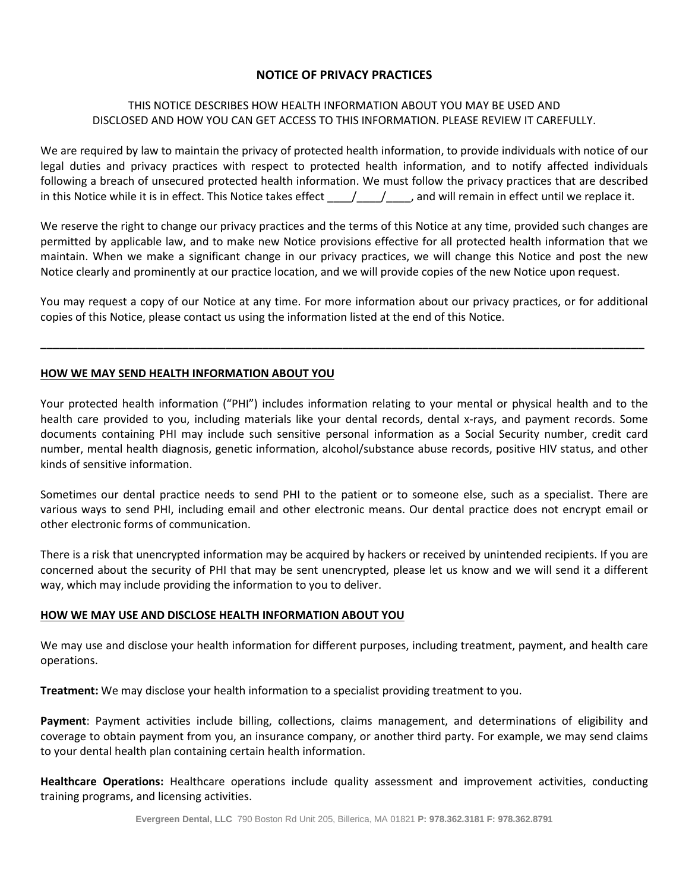# NOTICE OF PRIVACY PRACTICES

THIS NOTICE DESCRIBES HOW HEALTH INFORMATION ABOUT YOU MAY BE USED AND DISCLOSED AND HOW YOU CAN GET ACCESS TO THIS INFORMATION. PLEASE REVIEW IT CAREFULLY.

We are required by law to maintain the privacy of protected health information, to provide individuals with notice of our legal duties and privacy practices with respect to protected health information, and to notify affected individuals following a breach of unsecured protected health information. We must follow the privacy practices that are described in this Notice while it is in effect. This Notice takes effect ____/____/____, and will remain in effect until we replace it.

We reserve the right to change our privacy practices and the terms of this Notice at any time, provided such changes are permitted by applicable law, and to make new Notice provisions effective for all protected health information that we maintain. When we make a significant change in our privacy practices, we will change this Notice and post the new Notice clearly and prominently at our practice location, and we will provide copies of the new Notice upon request.

You may request a copy of our Notice at any time. For more information about our privacy practices, or for additional copies of this Notice, please contact us using the information listed at the end of this Notice.

---

## HOW WE MAY SEND HEALTH INFORMATION ABOUT YOU

Your protected health information ("PHI") includes information relating to your mental or physical health and to the health care provided to you, including materials like your dental records, dental x-rays, and payment records. Some documents containing PHI may include such sensitive personal information as a Social Security number, credit card number, mental health diagnosis, genetic information, alcohol/substance abuse records, positive HIV status, and other kinds of sensitive information.

Sometimes our dental practice needs to send PHI to the patient or to someone else, such as a specialist. There are various ways to send PHI, including email and other electronic means. Our dental practice does not encrypt email or other electronic forms of communication.

There is a risk that unencrypted information may be acquired by hackers or received by unintended recipients. If you are concerned about the security of PHI that may be sent unencrypted, please let us know and we will send it a different way, which may include providing the information to you to deliver.

## HOW WE MAY USE AND DISCLOSE HEALTH INFORMATION ABOUT YOU

We may use and disclose your health information for different purposes, including treatment, payment, and health care operations.

**Treatment:** We may disclose your health information to a specialist providing treatment to you.

**Payment**: Payment activities include billing, collections, claims management, and determinations of eligibility and coverage to obtain payment from you, an insurance company, or another third party. For example, we may send claims to your dental health plan containing certain health information.

**Healthcare Operations:** Healthcare operations include quality assessment and improvement activities, conducting training programs, and licensing activities.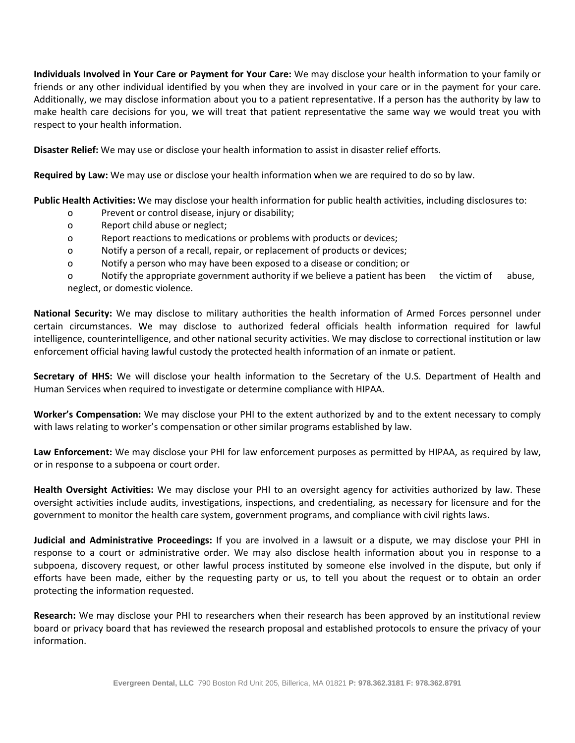**Individuals Involved in Your Care or Payment for Your Care:** We may disclose your health information to your family or friends or any other individual identified by you when they are involved in your care or in the payment for your care. Additionally, we may disclose information about you to a patient representative. If a person has the authority by law to make health care decisions for you, we will treat that patient representative the same way we would treat you with respect to your health information.

**Disaster Relief:** We may use or disclose your health information to assist in disaster relief efforts.

**Required by Law:** We may use or disclose your health information when we are required to do so by law.

**Public Health Activities:** We may disclose your health information for public health activities, including disclosures to:

- Prevent or control disease, injury or disability;
- Report child abuse or neglect;
- Report reactions to medications or problems with products or devices;
- Notify a person of a recall, repair, or replacement of products or devices;
- Notify a person who may have been exposed to a disease or condition; or
- Notify the appropriate government authority if we believe a patient has been the victim of abuse, neglect, or domestic violence.

**National Security:** We may disclose to military authorities the health information of Armed Forces personnel under certain circumstances. We may disclose to authorized federal officials health information required for lawful intelligence, counterintelligence, and other national security activities. We may disclose to correctional institution or law enforcement official having lawful custody the protected health information of an inmate or patient.

**Secretary of HHS:** We will disclose your health information to the Secretary of the U.S. Department of Health and Human Services when required to investigate or determine compliance with HIPAA.

**Worker's Compensation:** We may disclose your PHI to the extent authorized by and to the extent necessary to comply with laws relating to worker's compensation or other similar programs established by law.

**Law Enforcement:** We may disclose your PHI for law enforcement purposes as permitted by HIPAA, as required by law, or in response to a subpoena or court order.

**Health Oversight Activities:** We may disclose your PHI to an oversight agency for activities authorized by law. These oversight activities include audits, investigations, inspections, and credentialing, as necessary for licensure and for the government to monitor the health care system, government programs, and compliance with civil rights laws.

**Judicial and Administrative Proceedings:** If you are involved in a lawsuit or a dispute, we may disclose your PHI in response to a court or administrative order. We may also disclose health information about you in response to a subpoena, discovery request, or other lawful process instituted by someone else involved in the dispute, but only if efforts have been made, either by the requesting party or us, to tell you about the request or to obtain an order protecting the information requested.

**Research:** We may disclose your PHI to researchers when their research has been approved by an institutional review board or privacy board that has reviewed the research proposal and established protocols to ensure the privacy of your information.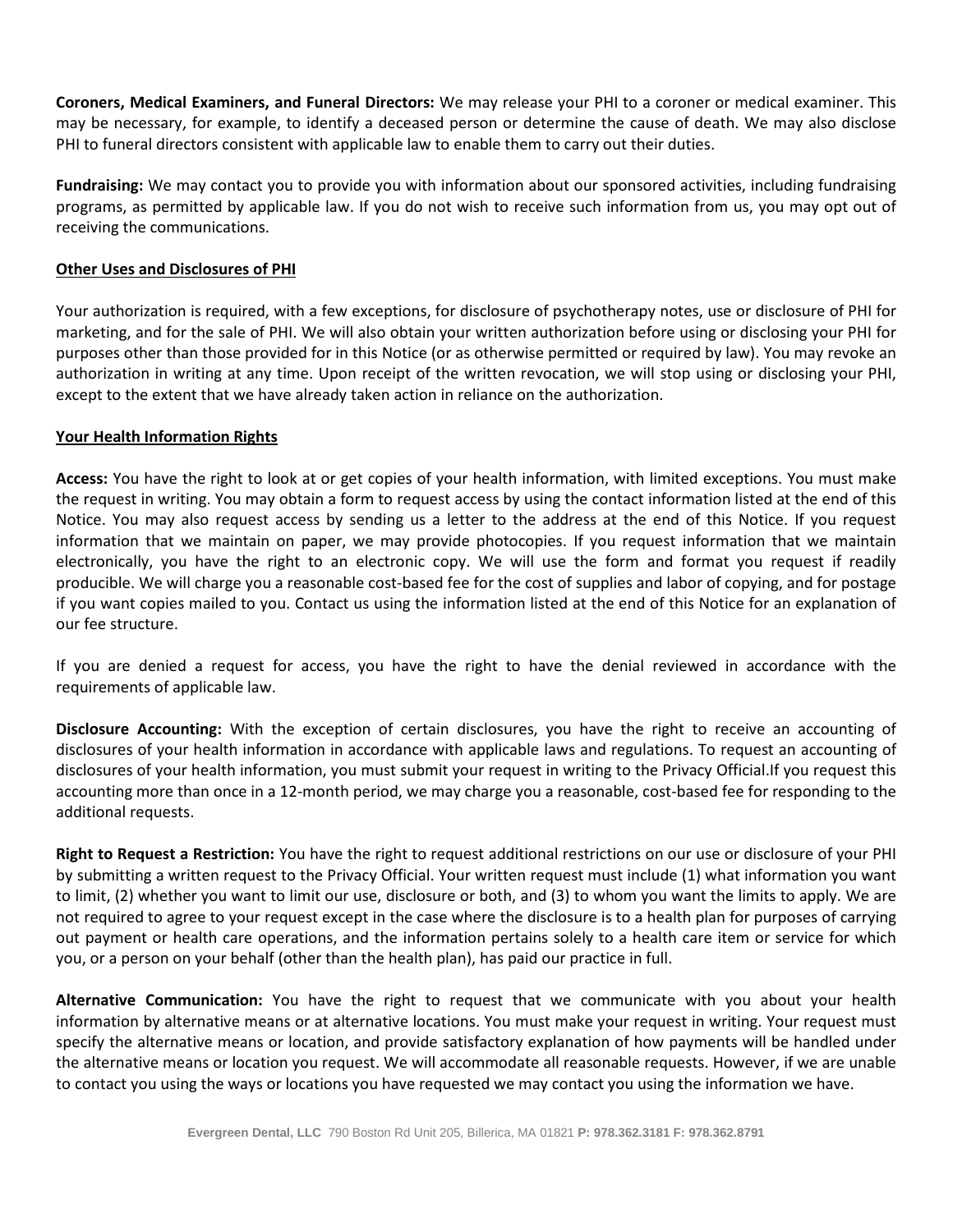**Coroners, Medical Examiners, and Funeral Directors:** We may release your PHI to a coroner or medical examiner. This may be necessary, for example, to identify a deceased person or determine the cause of death. We may also disclose PHI to funeral directors consistent with applicable law to enable them to carry out their duties.

**Fundraising:** We may contact you to provide you with information about our sponsored activities, including fundraising programs, as permitted by applicable law. If you do not wish to receive such information from us, you may opt out of receiving the communications.

## Other Uses and Disclosures of PHI

Your authorization is required, with a few exceptions, for disclosure of psychotherapy notes, use or disclosure of PHI for marketing, and for the sale of PHI. We will also obtain your written authorization before using or disclosing your PHI for purposes other than those provided for in this Notice (or as otherwise permitted or required by law). You may revoke an authorization in writing at any time. Upon receipt of the written revocation, we will stop using or disclosing your PHI, except to the extent that we have already taken action in reliance on the authorization.

## Your Health Information Rights

**Access:** You have the right to look at or get copies of your health information, with limited exceptions. You must make the request in writing. You may obtain a form to request access by using the contact information listed at the end of this Notice. You may also request access by sending us a letter to the address at the end of this Notice. If you request information that we maintain on paper, we may provide photocopies. If you request information that we maintain electronically, you have the right to an electronic copy. We will use the form and format you request if readily producible. We will charge you a reasonable cost-based fee for the cost of supplies and labor of copying, and for postage if you want copies mailed to you. Contact us using the information listed at the end of this Notice for an explanation of our fee structure.

If you are denied a request for access, you have the right to have the denial reviewed in accordance with the requirements of applicable law.

**Disclosure Accounting:** With the exception of certain disclosures, you have the right to receive an accounting of disclosures of your health information in accordance with applicable laws and regulations. To request an accounting of disclosures of your health information, you must submit your request in writing to the Privacy Official.If you request this accounting more than once in a 12-month period, we may charge you a reasonable, cost-based fee for responding to the additional requests.

**Right to Request a Restriction:** You have the right to request additional restrictions on our use or disclosure of your PHI by submitting a written request to the Privacy Official. Your written request must include (1) what information you want to limit, (2) whether you want to limit our use, disclosure or both, and (3) to whom you want the limits to apply. We are not required to agree to your request except in the case where the disclosure is to a health plan for purposes of carrying out payment or health care operations, and the information pertains solely to a health care item or service for which you, or a person on your behalf (other than the health plan), has paid our practice in full.

**Alternative Communication:** You have the right to request that we communicate with you about your health information by alternative means or at alternative locations. You must make your request in writing. Your request must specify the alternative means or location, and provide satisfactory explanation of how payments will be handled under the alternative means or location you request. We will accommodate all reasonable requests. However, if we are unable to contact you using the ways or locations you have requested we may contact you using the information we have.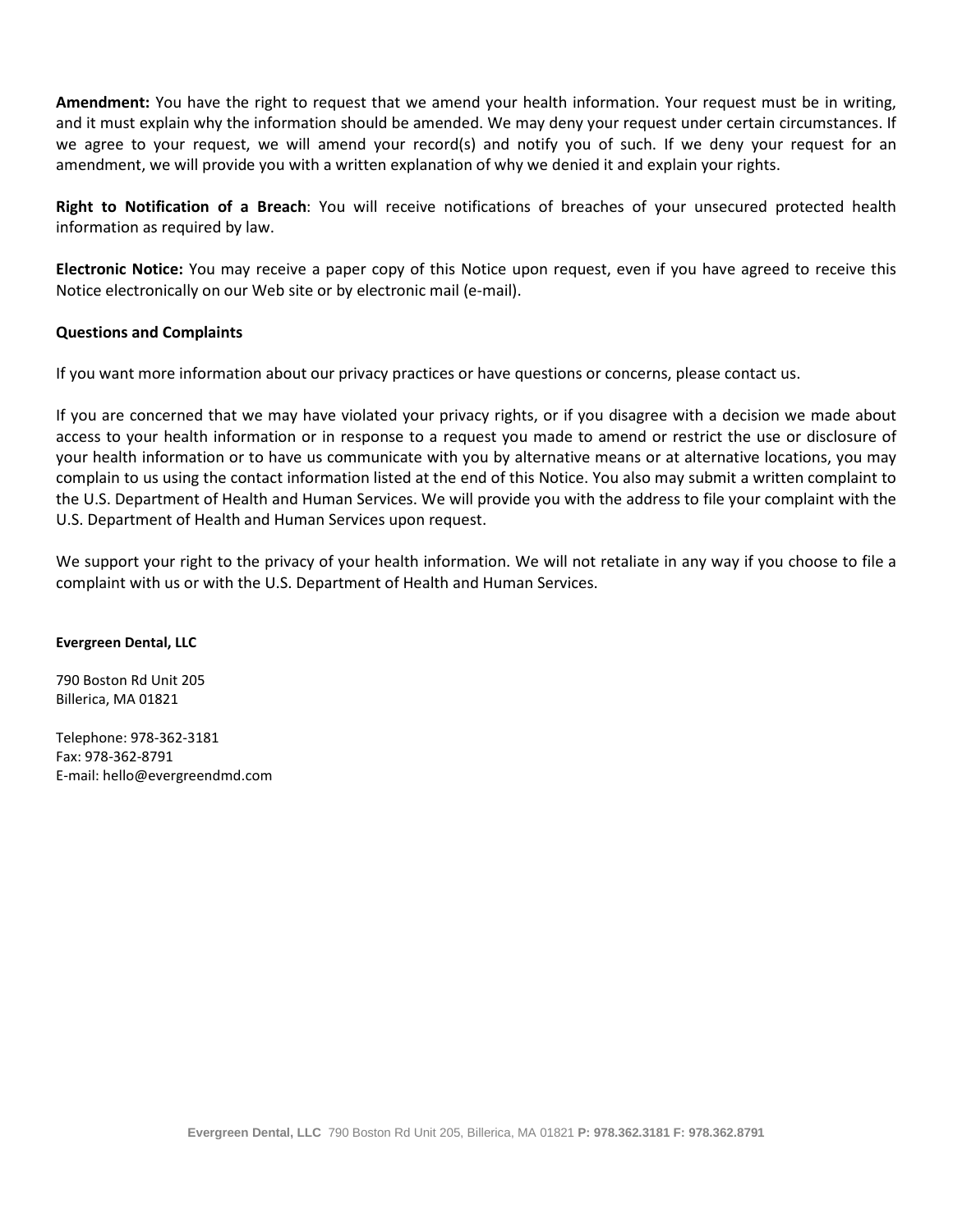**Amendment:** You have the right to request that we amend your health information. Your request must be in writing, and it must explain why the information should be amended. We may deny your request under certain circumstances. If we agree to your request, we will amend your record(s) and notify you of such. If we deny your request for an amendment, we will provide you with a written explanation of why we denied it and explain your rights.

**Right to Notification of a Breach**: You will receive notifications of breaches of your unsecured protected health information as required by law.

**Electronic Notice:** You may receive a paper copy of this Notice upon request, even if you have agreed to receive this Notice electronically on our Web site or by electronic mail (e-mail).

**Questions and Complaints**

If you want more information about our privacy practices or have questions or concerns, please contact us.

If you are concerned that we may have violated your privacy rights, or if you disagree with a decision we made about access to your health information or in response to a request you made to amend or restrict the use or disclosure of your health information or to have us communicate with you by alternative means or at alternative locations, you may complain to us using the contact information listed at the end of this Notice. You also may submit a written complaint to the U.S. Department of Health and Human Services. We will provide you with the address to file your complaint with the U.S. Department of Health and Human Services upon request.

We support your right to the privacy of your health information. We will not retaliate in any way if you choose to file a complaint with us or with the U.S. Department of Health and Human Services.

**Evergreen Dental, LLC**

790 Boston Rd Unit 205
Billerica, MA 01821

Telephone: 978-362-3181
Fax: 978-362-8791
E-mail: hello@evergreendmd.com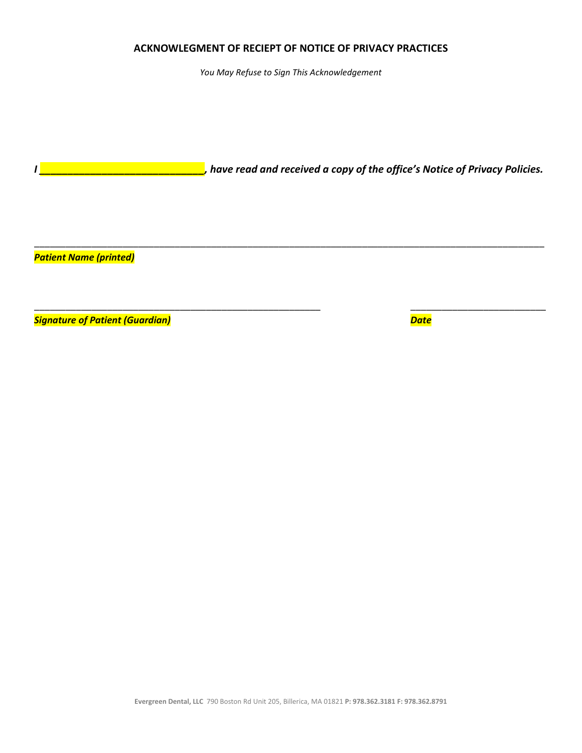### ACKNOWLEGMENT OF RECIEPT OF NOTICE OF PRIVACY PRACTICES

*You May Refuse to Sign This Acknowledgement*

***I _____________________________, have read and received a copy of the office's Notice of Privacy Policies.***

_____________________________________________________________________________________________

***Patient Name (printed)***

____________________________________________________ ___________________________

***Signature of Patient (Guardian)*** ***Date***

**Evergreen Dental, LLC** 790 Boston Rd Unit 205, Billerica, MA 01821 **P: 978.362.3181 F: 978.362.8791**